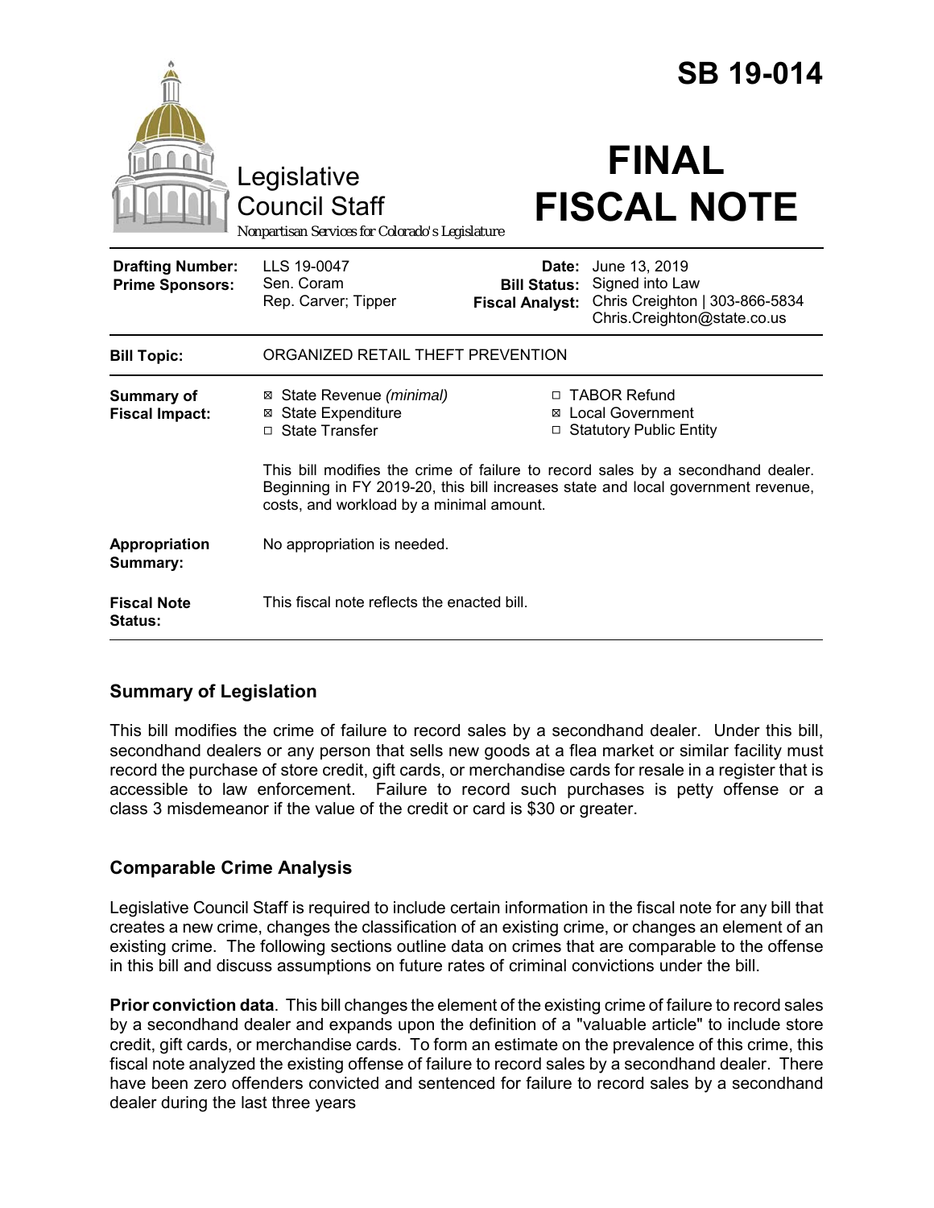# SB 19-014

Legislative Council Staff

*Nonpartisan Services for Colorado's Legislature*

# FINAL FISCAL NOTE

| | | | |
|---|---|---|---|
| **Drafting Number:** | LLS 19-0047 | **Date:** | June 13, 2019 |
| **Prime Sponsors:** | Sen. Coram<br>Rep. Carver; Tipper | **Bill Status:** | Signed into Law |
| | | **Fiscal Analyst:** | Chris Creighton \| 303-866-5834<br>Chris.Creighton@state.co.us |

| | |
|---|---|
| **Bill Topic:** | ORGANIZED RETAIL THEFT PREVENTION |
| **Summary of Fiscal Impact:** | ☒ State Revenue *(minimal)* ☐ TABOR Refund<br>☒ State Expenditure ☒ Local Government<br>☐ State Transfer ☐ Statutory Public Entity<br><br>This bill modifies the crime of failure to record sales by a secondhand dealer. Beginning in FY 2019-20, this bill increases state and local government revenue, costs, and workload by a minimal amount. |
| **Appropriation Summary:** | No appropriation is needed. |
| **Fiscal Note Status:** | This fiscal note reflects the enacted bill. |

## Summary of Legislation

This bill modifies the crime of failure to record sales by a secondhand dealer. Under this bill, secondhand dealers or any person that sells new goods at a flea market or similar facility must record the purchase of store credit, gift cards, or merchandise cards for resale in a register that is accessible to law enforcement. Failure to record such purchases is petty offense or a class 3 misdemeanor if the value of the credit or card is $30 or greater.

## Comparable Crime Analysis

Legislative Council Staff is required to include certain information in the fiscal note for any bill that creates a new crime, changes the classification of an existing crime, or changes an element of an existing crime. The following sections outline data on crimes that are comparable to the offense in this bill and discuss assumptions on future rates of criminal convictions under the bill.

**Prior conviction data**. This bill changes the element of the existing crime of failure to record sales by a secondhand dealer and expands upon the definition of a "valuable article" to include store credit, gift cards, or merchandise cards. To form an estimate on the prevalence of this crime, this fiscal note analyzed the existing offense of failure to record sales by a secondhand dealer. There have been zero offenders convicted and sentenced for failure to record sales by a secondhand dealer during the last three years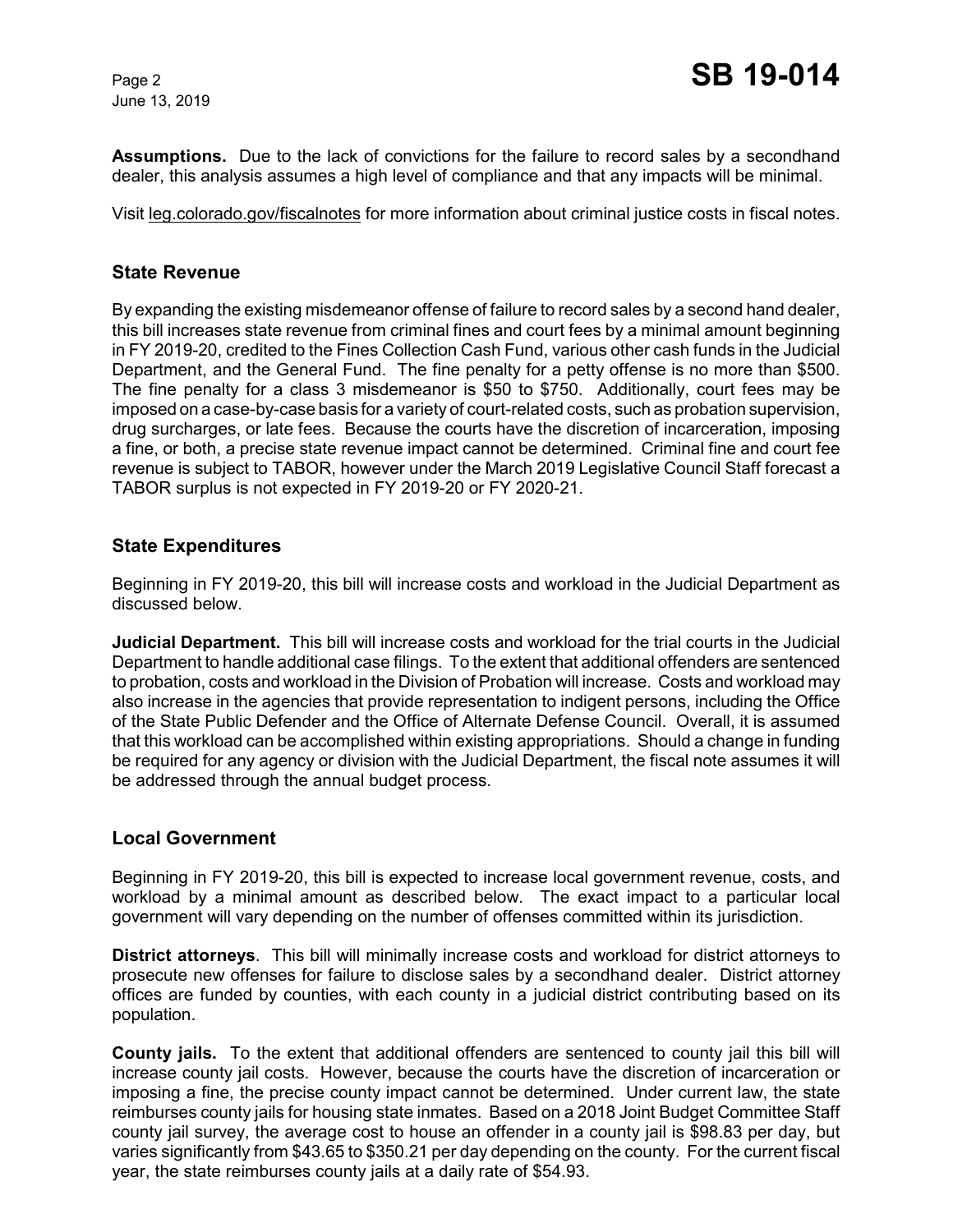**Assumptions.** Due to the lack of convictions for the failure to record sales by a secondhand dealer, this analysis assumes a high level of compliance and that any impacts will be minimal.

Visit leg.colorado.gov/fiscalnotes for more information about criminal justice costs in fiscal notes.

## State Revenue

By expanding the existing misdemeanor offense of failure to record sales by a second hand dealer, this bill increases state revenue from criminal fines and court fees by a minimal amount beginning in FY 2019-20, credited to the Fines Collection Cash Fund, various other cash funds in the Judicial Department, and the General Fund. The fine penalty for a petty offense is no more than $500. The fine penalty for a class 3 misdemeanor is $50 to $750. Additionally, court fees may be imposed on a case-by-case basis for a variety of court-related costs, such as probation supervision, drug surcharges, or late fees. Because the courts have the discretion of incarceration, imposing a fine, or both, a precise state revenue impact cannot be determined. Criminal fine and court fee revenue is subject to TABOR, however under the March 2019 Legislative Council Staff forecast a TABOR surplus is not expected in FY 2019-20 or FY 2020-21.

## State Expenditures

Beginning in FY 2019-20, this bill will increase costs and workload in the Judicial Department as discussed below.

**Judicial Department.** This bill will increase costs and workload for the trial courts in the Judicial Department to handle additional case filings. To the extent that additional offenders are sentenced to probation, costs and workload in the Division of Probation will increase. Costs and workload may also increase in the agencies that provide representation to indigent persons, including the Office of the State Public Defender and the Office of Alternate Defense Council. Overall, it is assumed that this workload can be accomplished within existing appropriations. Should a change in funding be required for any agency or division with the Judicial Department, the fiscal note assumes it will be addressed through the annual budget process.

## Local Government

Beginning in FY 2019-20, this bill is expected to increase local government revenue, costs, and workload by a minimal amount as described below. The exact impact to a particular local government will vary depending on the number of offenses committed within its jurisdiction.

**District attorneys**. This bill will minimally increase costs and workload for district attorneys to prosecute new offenses for failure to disclose sales by a secondhand dealer. District attorney offices are funded by counties, with each county in a judicial district contributing based on its population.

**County jails.** To the extent that additional offenders are sentenced to county jail this bill will increase county jail costs. However, because the courts have the discretion of incarceration or imposing a fine, the precise county impact cannot be determined. Under current law, the state reimburses county jails for housing state inmates. Based on a 2018 Joint Budget Committee Staff county jail survey, the average cost to house an offender in a county jail is $98.83 per day, but varies significantly from $43.65 to $350.21 per day depending on the county. For the current fiscal year, the state reimburses county jails at a daily rate of $54.93.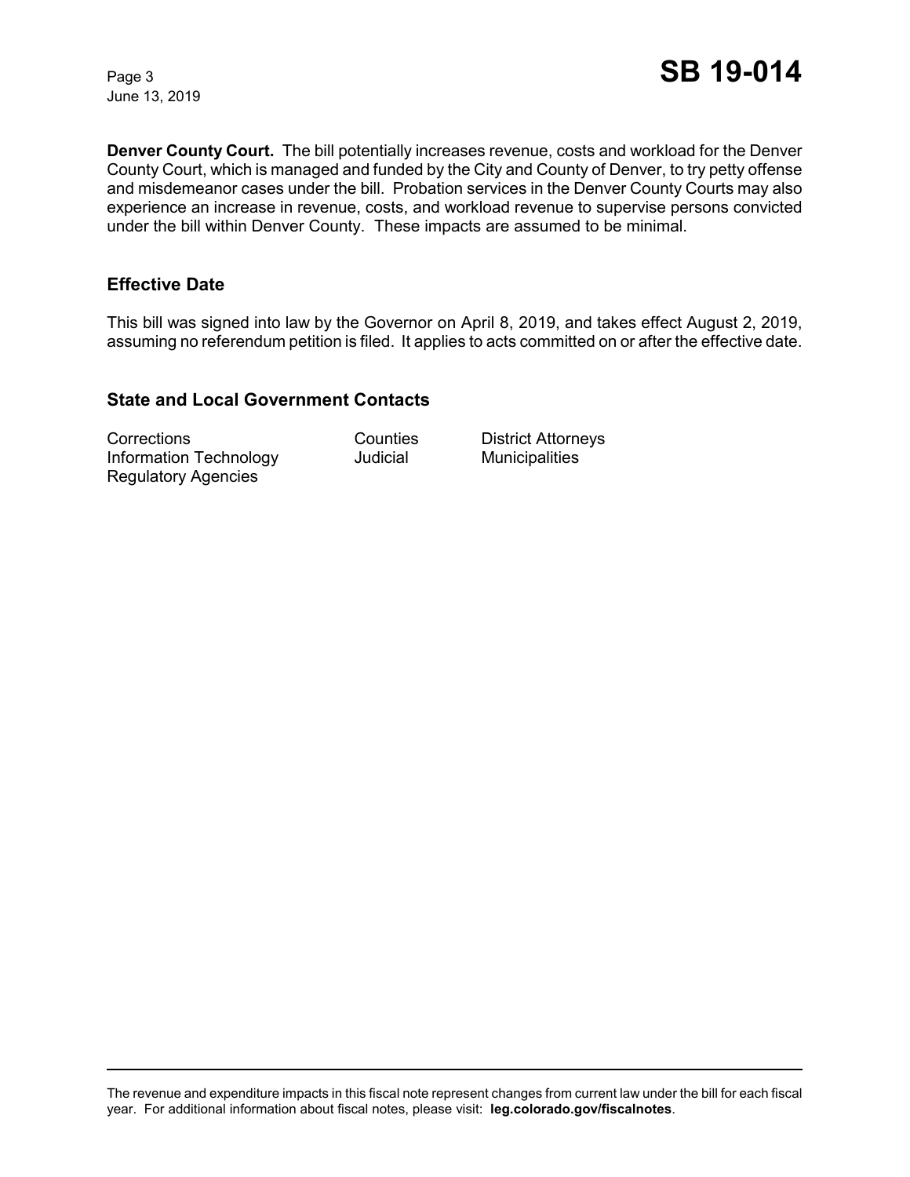**Denver County Court.** The bill potentially increases revenue, costs and workload for the Denver County Court, which is managed and funded by the City and County of Denver, to try petty offense and misdemeanor cases under the bill. Probation services in the Denver County Courts may also experience an increase in revenue, costs, and workload revenue to supervise persons convicted under the bill within Denver County. These impacts are assumed to be minimal.

## Effective Date

This bill was signed into law by the Governor on April 8, 2019, and takes effect August 2, 2019, assuming no referendum petition is filed. It applies to acts committed on or after the effective date.

## State and Local Government Contacts

| | | |
|---|---|---|
| Corrections | Counties | District Attorneys |
| Information Technology | Judicial | Municipalities |
| Regulatory Agencies | | |

The revenue and expenditure impacts in this fiscal note represent changes from current law under the bill for each fiscal year. For additional information about fiscal notes, please visit: **leg.colorado.gov/fiscalnotes**.